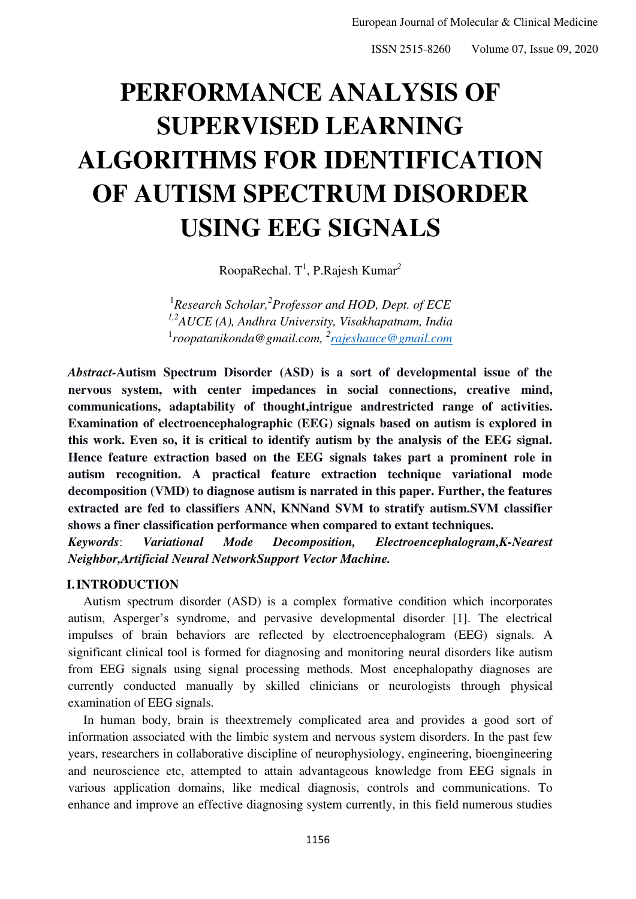# PERFORMANCE ANALYSIS OF SUPERVISED LEARNING ALGORITHMS FOR IDENTIFICATION OF AUTISM SPECTRUM DISORDER USING EEG SIGNALS

RoopaRechal. T[1], P.Rajesh Kumar[2]

[1]*Research Scholar,*[2]*Professor and HOD, Dept. of ECE*
[1,2]*AUCE (A), Andhra University, Visakhapatnam, India*
[1]*roopatanikonda@gmail.com,* [2]*rajeshauce@gmail.com*

***Abstract*-Autism Spectrum Disorder (ASD) is a sort of developmental issue of the nervous system, with center impedances in social connections, creative mind, communications, adaptability of thought,intrigue andrestricted range of activities. Examination of electroencephalographic (EEG) signals based on autism is explored in this work. Even so, it is critical to identify autism by the analysis of the EEG signal. Hence feature extraction based on the EEG signals takes part a prominent role in autism recognition. A practical feature extraction technique variational mode decomposition (VMD) to diagnose autism is narrated in this paper. Further, the features extracted are fed to classifiers ANN, KNNand SVM to stratify autism.SVM classifier shows a finer classification performance when compared to extant techniques.**

***Keywords*: *Variational Mode Decomposition, Electroencephalogram,K-Nearest Neighbor,Artificial Neural NetworkSupport Vector Machine.***

## I. INTRODUCTION

Autism spectrum disorder (ASD) is a complex formative condition which incorporates autism, Asperger's syndrome, and pervasive developmental disorder [1]. The electrical impulses of brain behaviors are reflected by electroencephalogram (EEG) signals. A significant clinical tool is formed for diagnosing and monitoring neural disorders like autism from EEG signals using signal processing methods. Most encephalopathy diagnoses are currently conducted manually by skilled clinicians or neurologists through physical examination of EEG signals.

In human body, brain is theextremely complicated area and provides a good sort of information associated with the limbic system and nervous system disorders. In the past few years, researchers in collaborative discipline of neurophysiology, engineering, bioengineering and neuroscience etc, attempted to attain advantageous knowledge from EEG signals in various application domains, like medical diagnosis, controls and communications. To enhance and improve an effective diagnosing system currently, in this field numerous studies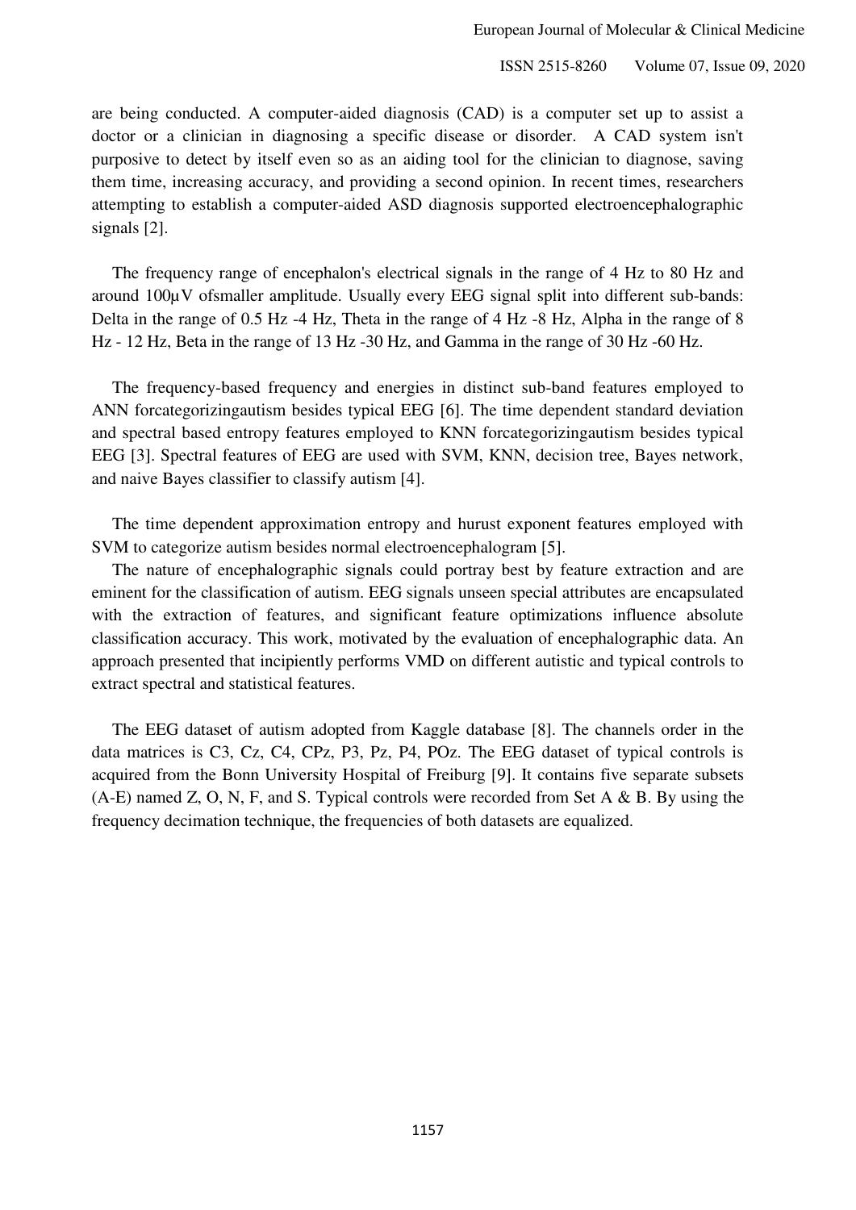are being conducted. A computer-aided diagnosis (CAD) is a computer set up to assist a doctor or a clinician in diagnosing a specific disease or disorder. A CAD system isn't purposive to detect by itself even so as an aiding tool for the clinician to diagnose, saving them time, increasing accuracy, and providing a second opinion. In recent times, researchers attempting to establish a computer-aided ASD diagnosis supported electroencephalographic signals [2].

The frequency range of encephalon's electrical signals in the range of 4 Hz to 80 Hz and around 100µV ofsmaller amplitude. Usually every EEG signal split into different sub-bands: Delta in the range of 0.5 Hz -4 Hz, Theta in the range of 4 Hz -8 Hz, Alpha in the range of 8 Hz - 12 Hz, Beta in the range of 13 Hz -30 Hz, and Gamma in the range of 30 Hz -60 Hz.

The frequency-based frequency and energies in distinct sub-band features employed to ANN forcategorizingautism besides typical EEG [6]. The time dependent standard deviation and spectral based entropy features employed to KNN forcategorizingautism besides typical EEG [3]. Spectral features of EEG are used with SVM, KNN, decision tree, Bayes network, and naive Bayes classifier to classify autism [4].

The time dependent approximation entropy and hurust exponent features employed with SVM to categorize autism besides normal electroencephalogram [5].

The nature of encephalographic signals could portray best by feature extraction and are eminent for the classification of autism. EEG signals unseen special attributes are encapsulated with the extraction of features, and significant feature optimizations influence absolute classification accuracy. This work, motivated by the evaluation of encephalographic data. An approach presented that incipiently performs VMD on different autistic and typical controls to extract spectral and statistical features.

The EEG dataset of autism adopted from Kaggle database [8]. The channels order in the data matrices is C3, Cz, C4, CPz, P3, Pz, P4, POz. The EEG dataset of typical controls is acquired from the Bonn University Hospital of Freiburg [9]. It contains five separate subsets (A-E) named Z, O, N, F, and S. Typical controls were recorded from Set A & B. By using the frequency decimation technique, the frequencies of both datasets are equalized.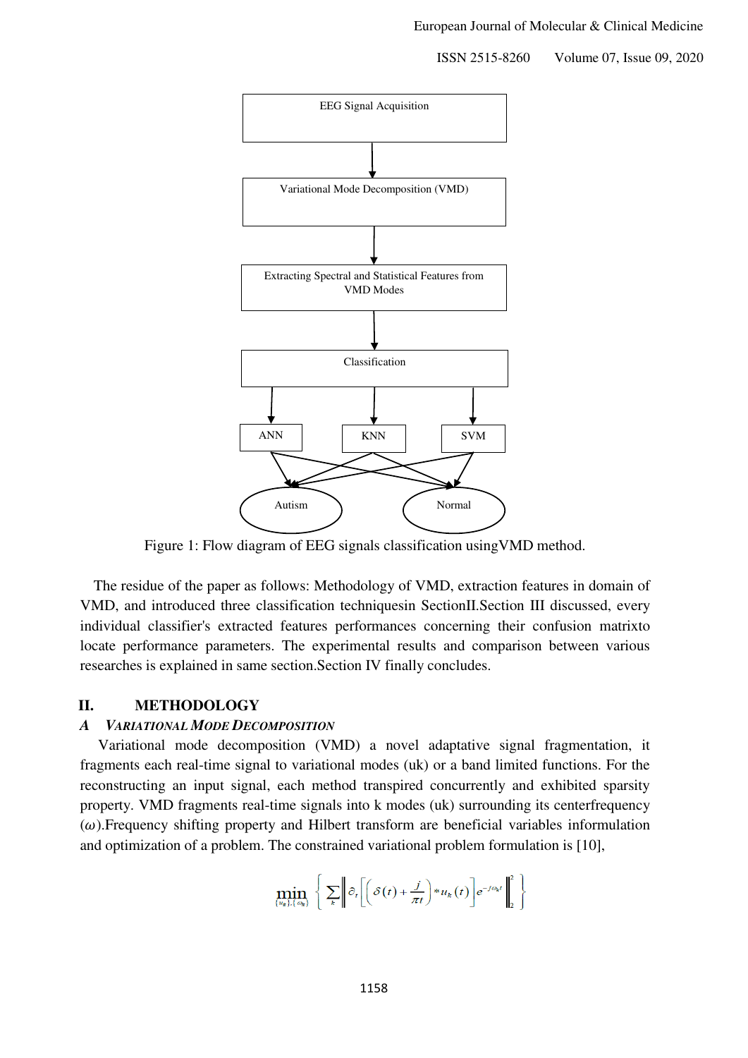EEG Signal Acquisition

Variational Mode Decomposition (VMD)

Extracting Spectral and Statistical Features from VMD Modes

Classification

ANN KNN SVM

Autism Normal

Figure 1: Flow diagram of EEG signals classification usingVMD method.

The residue of the paper as follows: Methodology of VMD, extraction features in domain of VMD, and introduced three classification techniquesin SectionII.Section III discussed, every individual classifier's extracted features performances concerning their confusion matrixto locate performance parameters. The experimental results and comparison between various researches is explained in same section.Section IV finally concludes.

## II. METHODOLOGY

### *A VARIATIONAL MODE DECOMPOSITION*

Variational mode decomposition (VMD) a novel adaptative signal fragmentation, it fragments each real-time signal to variational modes (uk) or a band limited functions. For the reconstructing an input signal, each method transpired concurrently and exhibited sparsity property. VMD fragments real-time signals into k modes (uk) surrounding its centerfrequency ($\omega$).Frequency shifting property and Hilbert transform are beneficial variables informulation and optimization of a problem. The constrained variational problem formulation is [10],

$$\min_{\{u_k\},\{\omega_k\}} \left\{ \sum_k \left\| \partial_t \left[ \left( \delta(t) + \frac{j}{\pi t} \right) * u_k(t) \right] e^{-j\omega_k t} \right\|_2^2 \right\}$$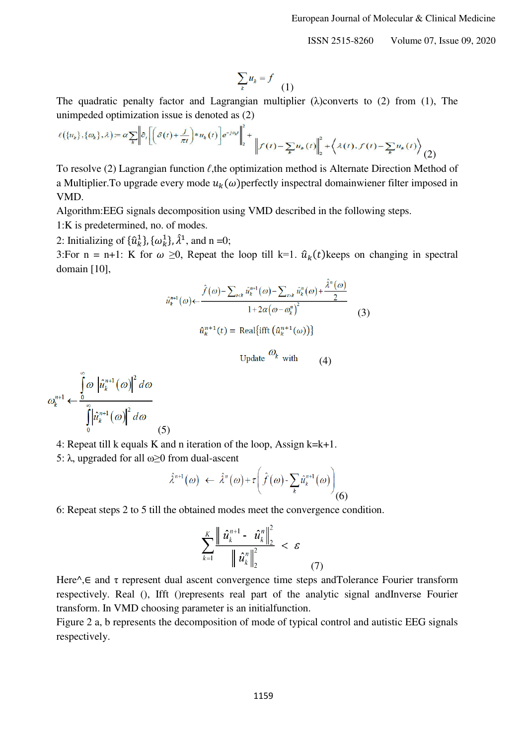$$\sum_k u_k = f \quad (1)$$

The quadratic penalty factor and Lagrangian multiplier (λ)converts to (2) from (1), The unimpeded optimization issue is denoted as (2)

$$\ell(\{u_k\},\{\omega_k\},\lambda) := \alpha \sum_k \left\| \partial_t \left[ \left( \delta(t) + \frac{j}{\pi t} \right) * u_k(t) \right] e^{-j\omega_k t} \right\|_2^2 + \left\| f(t) - \sum_k u_k(t) \right\|_2^2 + \left\langle \lambda(t), f(t) - \sum_k u_k(t) \right\rangle \quad (2)$$

To resolve (2) Lagrangian function $\ell$,the optimization method is Alternate Direction Method of a Multiplier.To upgrade every mode $u_k(\omega)$perfectly inspectral domainwiener filter imposed in VMD.

Algorithm:EEG signals decomposition using VMD described in the following steps.

1:K is predetermined, no. of modes.

2: Initializing of $\{\hat{u}_k^1\}, \{\omega_k^1\}, \hat{\lambda}^1$, and n =0;

3:For n = n+1: K for $\omega$ ≥0, Repeat the loop till k=1. $\hat{u}_k(t)$keeps on changing in spectral domain [10],

$$\hat{u}_k^{n+1}(\omega) \leftarrow \frac{\hat{f}(\omega) - \sum_{i<k} \hat{u}_k^{n+1}(\omega) - \sum_{i>k} \hat{u}_k^{n}(\omega) + \frac{\hat{\lambda}^n(\omega)}{2}}{1 + 2\alpha(\omega - \omega_k^n)^2} \quad (3)$$

$$\hat{u}_k^{n+1}(t) = \mathrm{Real}\{\mathrm{ifft}\,(\hat{u}_k^{n+1}(\omega))\}$$

Update $\omega_k$ with (4)

$$\omega_k^{n+1} \leftarrow \frac{\int_0^\infty \omega \left|\hat{u}_k^{n+1}(\omega)\right|^2 d\omega}{\int_0^\infty \left|\hat{u}_k^{n+1}(\omega)\right|^2 d\omega} \quad (5)$$

4: Repeat till k equals K and n iteration of the loop, Assign k=k+1.

5: λ, upgraded for all ω≥0 from dual-ascent

$$\hat{\lambda}^{n+1}(\omega) \leftarrow \hat{\lambda}^n(\omega) + \tau\left( \hat{f}(\omega) - \sum_k \hat{u}_k^{n+1}(\omega) \right) \quad (6)$$

6: Repeat steps 2 to 5 till the obtained modes meet the convergence condition.

$$\sum_{k=1}^{K} \frac{\left\| \hat{u}_k^{n+1} - \hat{u}_k^n \right\|_2^2}{\left\| \hat{u}_k^n \right\|_2^2} < \varepsilon \quad (7)$$

Here^,∈ and τ represent dual ascent convergence time steps andTolerance Fourier transform respectively. Real (), Ifft ()represents real part of the analytic signal andInverse Fourier transform. In VMD choosing parameter is an initialfunction.

Figure 2 a, b represents the decomposition of mode of typical control and autistic EEG signals respectively.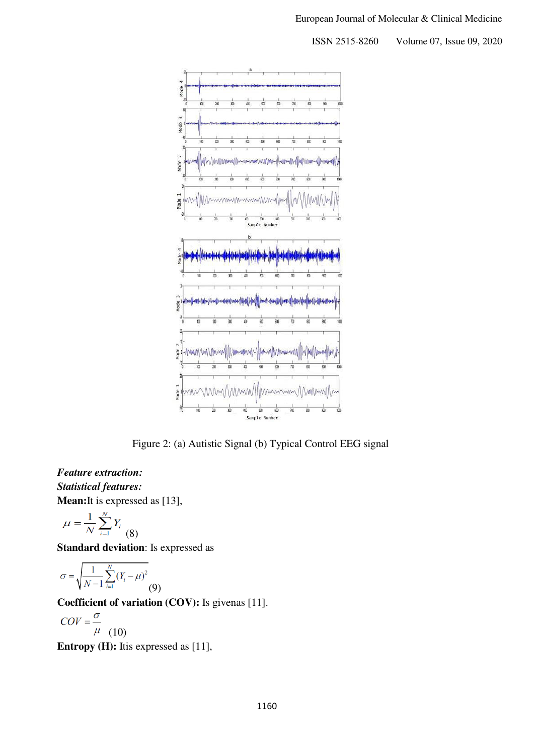Figure 2: (a) Autistic Signal (b) Typical Control EEG signal

***Feature extraction:***

***Statistical features:***

**Mean:**It is expressed as [13],

$$\mu = \frac{1}{N}\sum_{i=1}^{N} Y_i \quad (8)$$

**Standard deviation**: Is expressed as

$$\sigma = \sqrt{\frac{1}{N-1}\sum_{i=1}^{N}(Y_i - \mu)^2} \quad (9)$$

**Coefficient of variation (COV):** Is givenas [11].

$$COV = \frac{\sigma}{\mu} \quad (10)$$

**Entropy (H):** Itis expressed as [11],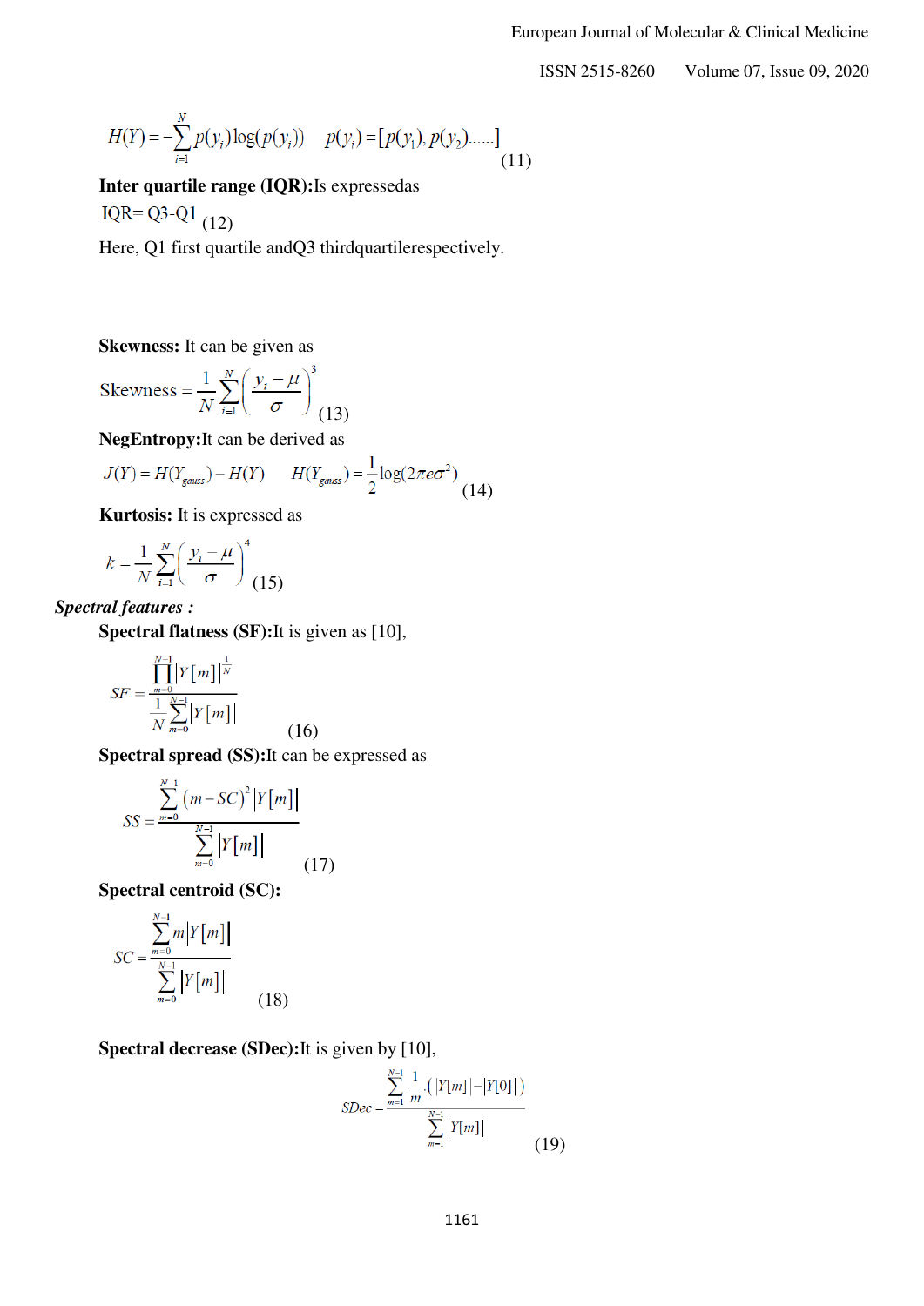$$H(Y) = -\sum_{i=1}^{N} p(y_i)\log(p(y_i)) \quad p(y_i) = [p(y_1), p(y_2) ......] \tag{11}$$

**Inter quartile range (IQR):**Is expressedas

$$\text{IQR} = \text{Q3} - \text{Q1} \tag{12}$$

Here, Q1 first quartile andQ3 thirdquartilerespectively.

**Skewness:** It can be given as

$$\text{Skewness} = \frac{1}{N}\sum_{i=1}^{N}\left(\frac{y_i - \mu}{\sigma}\right)^3 \tag{13}$$

**NegEntropy:**It can be derived as

$$J(Y) = H(Y_{gauss}) - H(Y) \quad H(Y_{gauss}) = \frac{1}{2}\log(2\pi e\sigma^2) \tag{14}$$

**Kurtosis:** It is expressed as

$$k = \frac{1}{N}\sum_{i=1}^{N}\left(\frac{y_i - \mu}{\sigma}\right)^4 \tag{15}$$

***Spectral features :***

**Spectral flatness (SF):**It is given as [10],

$$SF = \frac{\prod_{m=0}^{N-1} |Y[m]|^{\frac{1}{N}}}{\frac{1}{N}\sum_{m=0}^{N-1} |Y[m]|} \tag{16}$$

**Spectral spread (SS):**It can be expressed as

$$SS = \frac{\sum_{m=0}^{N-1} (m - SC)^2 |Y[m]|}{\sum_{m=0}^{N-1} |Y[m]|} \tag{17}$$

**Spectral centroid (SC):**

$$SC = \frac{\sum_{m=0}^{N-1} m|Y[m]|}{\sum_{m=0}^{N-1} |Y[m]|} \tag{18}$$

**Spectral decrease (SDec):**It is given by [10],

$$SDec = \frac{\sum_{m=1}^{N-1} \frac{1}{m}.(|Y[m]| - |Y[0]|)}{\sum_{m=1}^{N-1} |Y[m]|} \tag{19}$$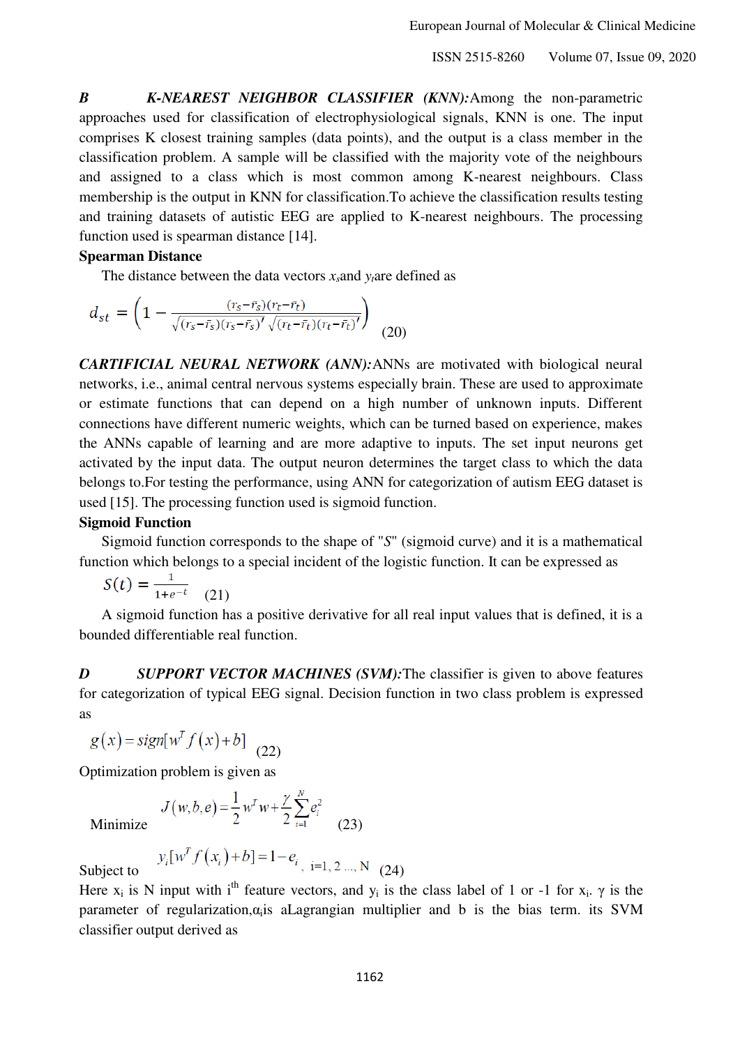***B K-NEAREST NEIGHBOR CLASSIFIER (KNN):***Among the non-parametric approaches used for classification of electrophysiological signals, KNN is one. The input comprises K closest training samples (data points), and the output is a class member in the classification problem. A sample will be classified with the majority vote of the neighbours and assigned to a class which is most common among K-nearest neighbours. Class membership is the output in KNN for classification.To achieve the classification results testing and training datasets of autistic EEG are applied to K-nearest neighbours. The processing function used is spearman distance [14].

**Spearman Distance**

The distance between the data vectors $x_s$and $y_t$are defined as

$$d_{st} = \left(1 - \frac{(r_s - \bar{r}_s)(r_t - \bar{r}_t)}{\sqrt{(r_s - \bar{r}_s)(r_s - \bar{r}_s)'}\sqrt{(r_t - \bar{r}_t)(r_t - \bar{r}_t)'}}\right) \quad (20)$$

***CARTIFICIAL NEURAL NETWORK (ANN):***ANNs are motivated with biological neural networks, i.e., animal central nervous systems especially brain. These are used to approximate or estimate functions that can depend on a high number of unknown inputs. Different connections have different numeric weights, which can be turned based on experience, makes the ANNs capable of learning and are more adaptive to inputs. The set input neurons get activated by the input data. The output neuron determines the target class to which the data belongs to.For testing the performance, using ANN for categorization of autism EEG dataset is used [15]. The processing function used is sigmoid function.

**Sigmoid Function**

Sigmoid function corresponds to the shape of "*S*" (sigmoid curve) and it is a mathematical function which belongs to a special incident of the logistic function. It can be expressed as

$$S(t) = \frac{1}{1+e^{-t}} \quad (21)$$

A sigmoid function has a positive derivative for all real input values that is defined, it is a bounded differentiable real function.

***D SUPPORT VECTOR MACHINES (SVM):***The classifier is given to above features for categorization of typical EEG signal. Decision function in two class problem is expressed as

$$g(x) = sign[w^T f(x) + b] \quad (22)$$

Optimization problem is given as

$$\text{Minimize} \quad J(w,b,e) = \frac{1}{2} w^T w + \frac{\gamma}{2} \sum_{i=1}^{N} e_i^2 \quad (23)$$

$$\text{Subject to} \quad y_i[w^T f(x_i) + b] = 1 - e_i, \quad i=1, 2 \ldots, N \quad (24)$$

Here $x_i$ is N input with $i^{th}$ feature vectors, and $y_i$ is the class label of 1 or -1 for $x_i$. $\gamma$ is the parameter of regularization,$\alpha_i$is aLagrangian multiplier and b is the bias term. its SVM classifier output derived as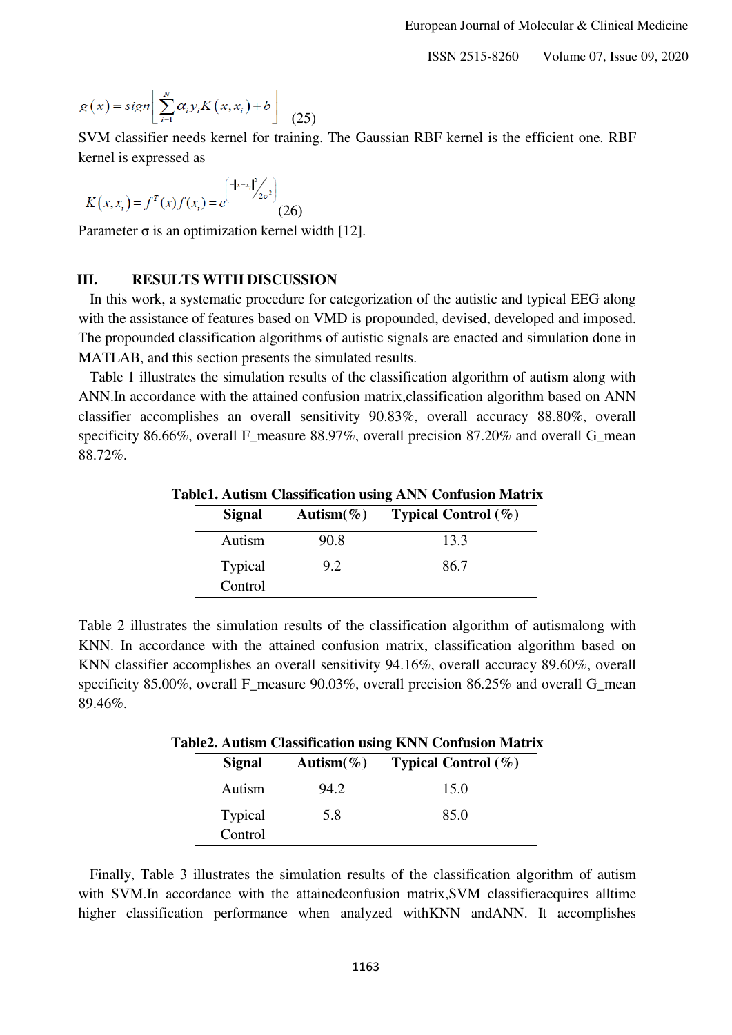$$g(x) = sign\left[\sum_{i=1}^{N} \alpha_i y_i K(x, x_i) + b\right] \quad (25)$$

SVM classifier needs kernel for training. The Gaussian RBF kernel is the efficient one. RBF kernel is expressed as

$$K(x, x_i) = f^T(x) f(x_i) = e^{\left(-\|x-x_i\|^2 / 2\sigma^2\right)} \quad (26)$$

Parameter σ is an optimization kernel width [12].

## III. RESULTS WITH DISCUSSION

In this work, a systematic procedure for categorization of the autistic and typical EEG along with the assistance of features based on VMD is propounded, devised, developed and imposed. The propounded classification algorithms of autistic signals are enacted and simulation done in MATLAB, and this section presents the simulated results.

Table 1 illustrates the simulation results of the classification algorithm of autism along with ANN.In accordance with the attained confusion matrix,classification algorithm based on ANN classifier accomplishes an overall sensitivity 90.83%, overall accuracy 88.80%, overall specificity 86.66%, overall F_measure 88.97%, overall precision 87.20% and overall G_mean 88.72%.

**Table1. Autism Classification using ANN Confusion Matrix**

| Signal | Autism(%) | Typical Control (%) |
|---|---|---|
| Autism | 90.8 | 13.3 |
| Typical Control | 9.2 | 86.7 |

Table 2 illustrates the simulation results of the classification algorithm of autismalong with KNN. In accordance with the attained confusion matrix, classification algorithm based on KNN classifier accomplishes an overall sensitivity 94.16%, overall accuracy 89.60%, overall specificity 85.00%, overall F_measure 90.03%, overall precision 86.25% and overall G_mean 89.46%.

**Table2. Autism Classification using KNN Confusion Matrix**

| Signal | Autism(%) | Typical Control (%) |
|---|---|---|
| Autism | 94.2 | 15.0 |
| Typical Control | 5.8 | 85.0 |

Finally, Table 3 illustrates the simulation results of the classification algorithm of autism with SVM.In accordance with the attainedconfusion matrix,SVM classifieracquires alltime higher classification performance when analyzed withKNN andANN. It accomplishes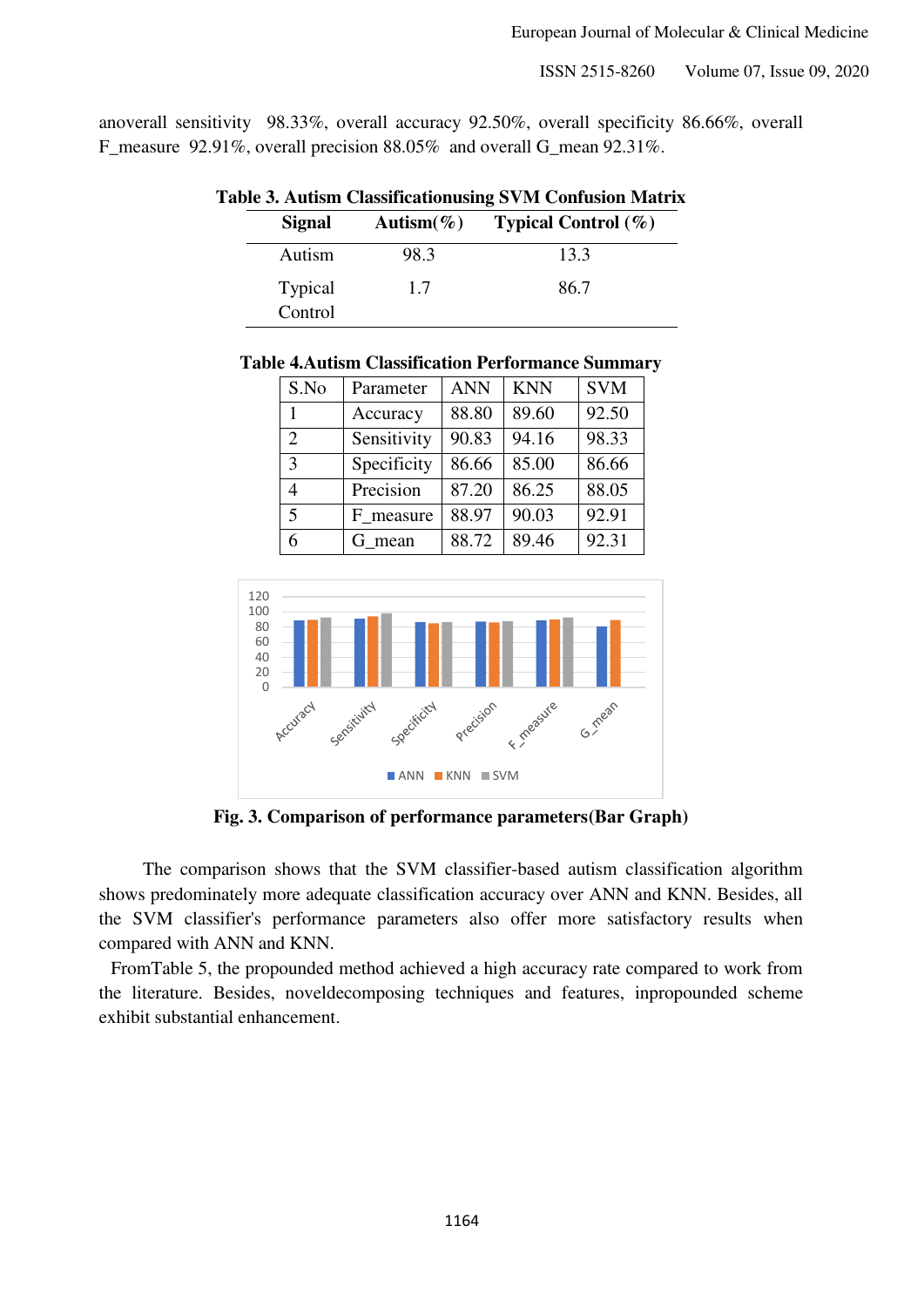anoverall sensitivity 98.33%, overall accuracy 92.50%, overall specificity 86.66%, overall F_measure 92.91%, overall precision 88.05% and overall G_mean 92.31%.

**Table 3. Autism Classificationusing SVM Confusion Matrix**

| Signal | Autism(%) | Typical Control (%) |
|---|---|---|
| Autism | 98.3 | 13.3 |
| Typical Control | 1.7 | 86.7 |

**Table 4.Autism Classification Performance Summary**

| S.No | Parameter | ANN | KNN | SVM |
|---|---|---|---|---|
| 1 | Accuracy | 88.80 | 89.60 | 92.50 |
| 2 | Sensitivity | 90.83 | 94.16 | 98.33 |
| 3 | Specificity | 86.66 | 85.00 | 86.66 |
| 4 | Precision | 87.20 | 86.25 | 88.05 |
| 5 | F_measure | 88.97 | 90.03 | 92.91 |
| 6 | G_mean | 88.72 | 89.46 | 92.31 |

**Fig. 3. Comparison of performance parameters(Bar Graph)**

The comparison shows that the SVM classifier-based autism classification algorithm shows predominately more adequate classification accuracy over ANN and KNN. Besides, all the SVM classifier's performance parameters also offer more satisfactory results when compared with ANN and KNN.

FromTable 5, the propounded method achieved a high accuracy rate compared to work from the literature. Besides, noveldecomposing techniques and features, inpropounded scheme exhibit substantial enhancement.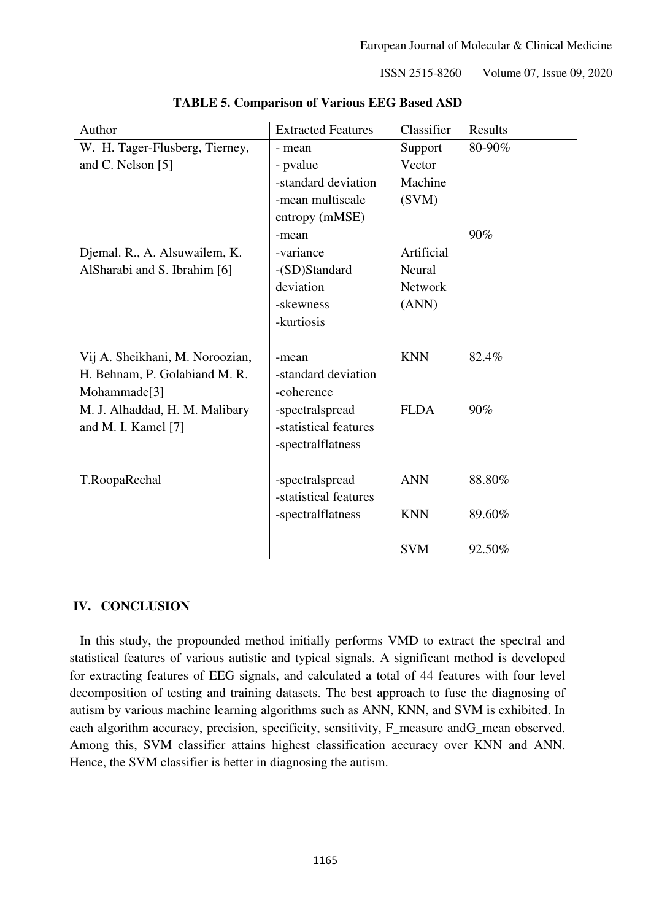**TABLE 5. Comparison of Various EEG Based ASD**

| Author | Extracted Features | Classifier | Results |
|---|---|---|---|
| W. H. Tager-Flusberg, Tierney, and C. Nelson [5] | - mean<br>- pvalue<br>-standard deviation<br>-mean multiscale entropy (mMSE) | Support Vector Machine (SVM) | 80-90% |
| Djemal. R., A. Alsuwailem, K. AlSharabi and S. Ibrahim [6] | -mean<br>-variance<br>-(SD)Standard deviation<br>-skewness<br>-kurtiosis | Artificial Neural Network (ANN) | 90% |
| Vij A. Sheikhani, M. Noroozian, H. Behnam, P. Golabiand M. R. Mohammade[3] | -mean<br>-standard deviation<br>-coherence | KNN | 82.4% |
| M. J. Alhaddad, H. M. Malibary and M. I. Kamel [7] | -spectralspread<br>-statistical features<br>-spectralflatness | FLDA | 90% |
| T.RoopaRechal | -spectralspread<br>-statistical features<br>-spectralflatness | ANN<br><br>KNN<br><br>SVM | 88.80%<br><br>89.60%<br><br>92.50% |

## IV. CONCLUSION

In this study, the propounded method initially performs VMD to extract the spectral and statistical features of various autistic and typical signals. A significant method is developed for extracting features of EEG signals, and calculated a total of 44 features with four level decomposition of testing and training datasets. The best approach to fuse the diagnosing of autism by various machine learning algorithms such as ANN, KNN, and SVM is exhibited. In each algorithm accuracy, precision, specificity, sensitivity, F_measure andG_mean observed. Among this, SVM classifier attains highest classification accuracy over KNN and ANN. Hence, the SVM classifier is better in diagnosing the autism.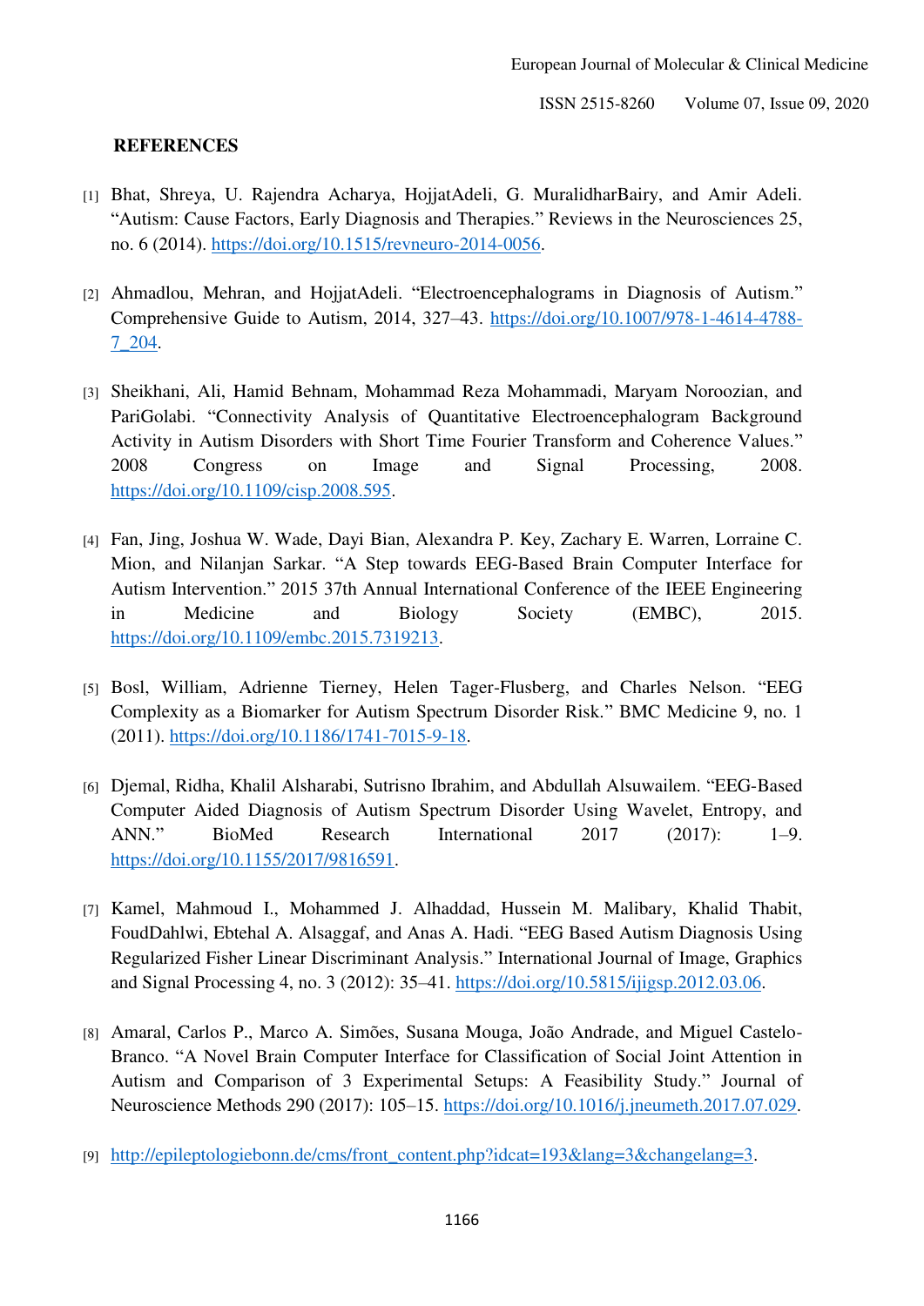## REFERENCES

[1] Bhat, Shreya, U. Rajendra Acharya, HojjatAdeli, G. MuralidharBairy, and Amir Adeli. "Autism: Cause Factors, Early Diagnosis and Therapies." Reviews in the Neurosciences 25, no. 6 (2014). https://doi.org/10.1515/revneuro-2014-0056.

[2] Ahmadlou, Mehran, and HojjatAdeli. "Electroencephalograms in Diagnosis of Autism." Comprehensive Guide to Autism, 2014, 327–43. https://doi.org/10.1007/978-1-4614-4788-7_204.

[3] Sheikhani, Ali, Hamid Behnam, Mohammad Reza Mohammadi, Maryam Noroozian, and PariGolabi. "Connectivity Analysis of Quantitative Electroencephalogram Background Activity in Autism Disorders with Short Time Fourier Transform and Coherence Values." 2008 Congress on Image and Signal Processing, 2008. https://doi.org/10.1109/cisp.2008.595.

[4] Fan, Jing, Joshua W. Wade, Dayi Bian, Alexandra P. Key, Zachary E. Warren, Lorraine C. Mion, and Nilanjan Sarkar. "A Step towards EEG-Based Brain Computer Interface for Autism Intervention." 2015 37th Annual International Conference of the IEEE Engineering in Medicine and Biology Society (EMBC), 2015. https://doi.org/10.1109/embc.2015.7319213.

[5] Bosl, William, Adrienne Tierney, Helen Tager-Flusberg, and Charles Nelson. "EEG Complexity as a Biomarker for Autism Spectrum Disorder Risk." BMC Medicine 9, no. 1 (2011). https://doi.org/10.1186/1741-7015-9-18.

[6] Djemal, Ridha, Khalil Alsharabi, Sutrisno Ibrahim, and Abdullah Alsuwailem. "EEG-Based Computer Aided Diagnosis of Autism Spectrum Disorder Using Wavelet, Entropy, and ANN." BioMed Research International 2017 (2017): 1–9. https://doi.org/10.1155/2017/9816591.

[7] Kamel, Mahmoud I., Mohammed J. Alhaddad, Hussein M. Malibary, Khalid Thabit, FoudDahlwi, Ebtehal A. Alsaggaf, and Anas A. Hadi. "EEG Based Autism Diagnosis Using Regularized Fisher Linear Discriminant Analysis." International Journal of Image, Graphics and Signal Processing 4, no. 3 (2012): 35–41. https://doi.org/10.5815/ijigsp.2012.03.06.

[8] Amaral, Carlos P., Marco A. Simões, Susana Mouga, João Andrade, and Miguel Castelo-Branco. "A Novel Brain Computer Interface for Classification of Social Joint Attention in Autism and Comparison of 3 Experimental Setups: A Feasibility Study." Journal of Neuroscience Methods 290 (2017): 105–15. https://doi.org/10.1016/j.jneumeth.2017.07.029.

[9] http://epileptologiebonn.de/cms/front_content.php?idcat=193&lang=3&changelang=3.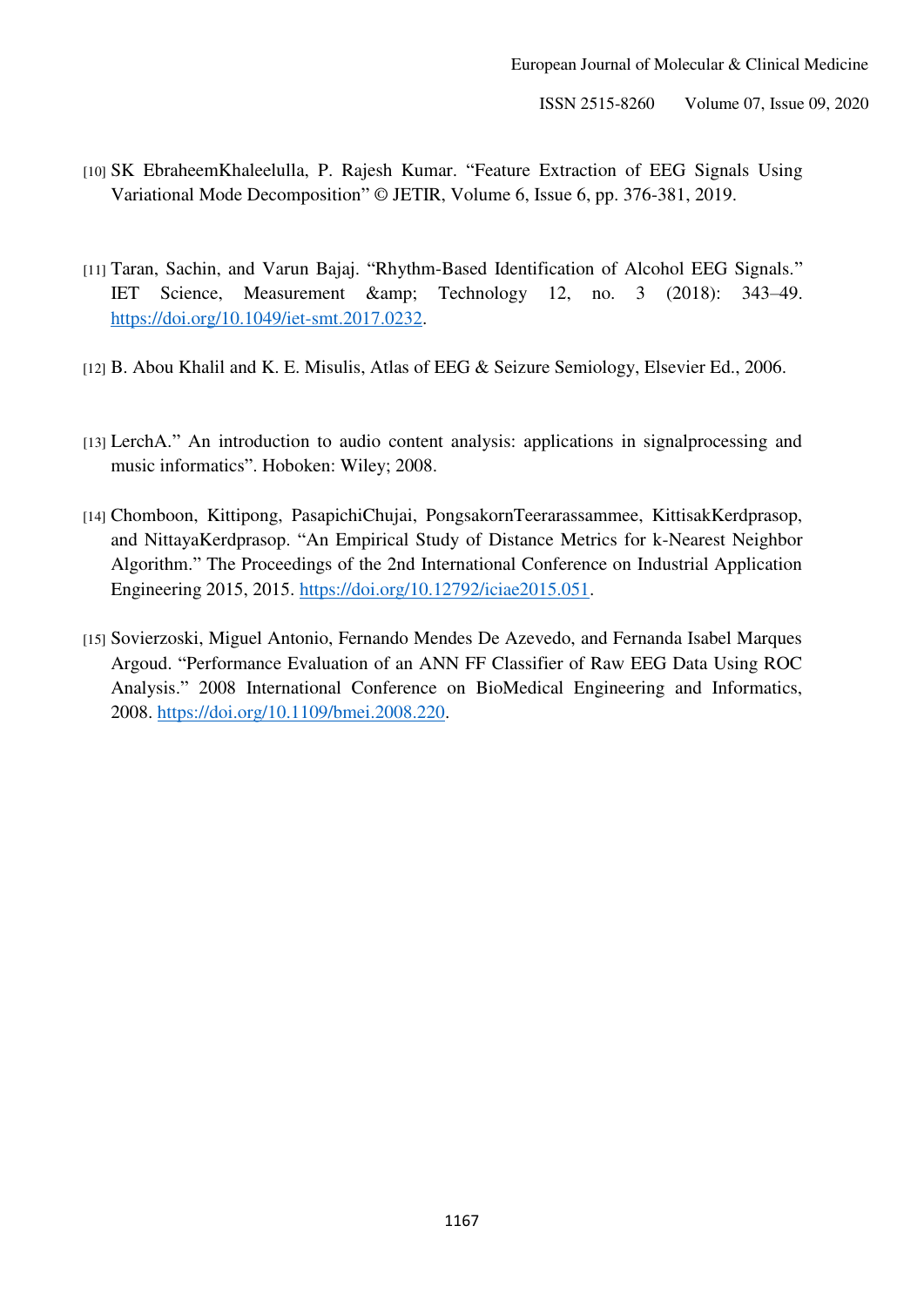[10] SK EbraheemKhaleelulla, P. Rajesh Kumar. "Feature Extraction of EEG Signals Using Variational Mode Decomposition" © JETIR, Volume 6, Issue 6, pp. 376-381, 2019.

[11] Taran, Sachin, and Varun Bajaj. "Rhythm-Based Identification of Alcohol EEG Signals." IET Science, Measurement &amp; Technology 12, no. 3 (2018): 343–49. https://doi.org/10.1049/iet-smt.2017.0232.

[12] B. Abou Khalil and K. E. Misulis, Atlas of EEG & Seizure Semiology, Elsevier Ed., 2006.

[13] LerchA." An introduction to audio content analysis: applications in signalprocessing and music informatics". Hoboken: Wiley; 2008.

[14] Chomboon, Kittipong, PasapichiChujai, PongsakornTeerarassammee, KittisakKerdprasop, and NittayaKerdprasop. "An Empirical Study of Distance Metrics for k-Nearest Neighbor Algorithm." The Proceedings of the 2nd International Conference on Industrial Application Engineering 2015, 2015. https://doi.org/10.12792/iciae2015.051.

[15] Sovierzoski, Miguel Antonio, Fernando Mendes De Azevedo, and Fernanda Isabel Marques Argoud. "Performance Evaluation of an ANN FF Classifier of Raw EEG Data Using ROC Analysis." 2008 International Conference on BioMedical Engineering and Informatics, 2008. https://doi.org/10.1109/bmei.2008.220.